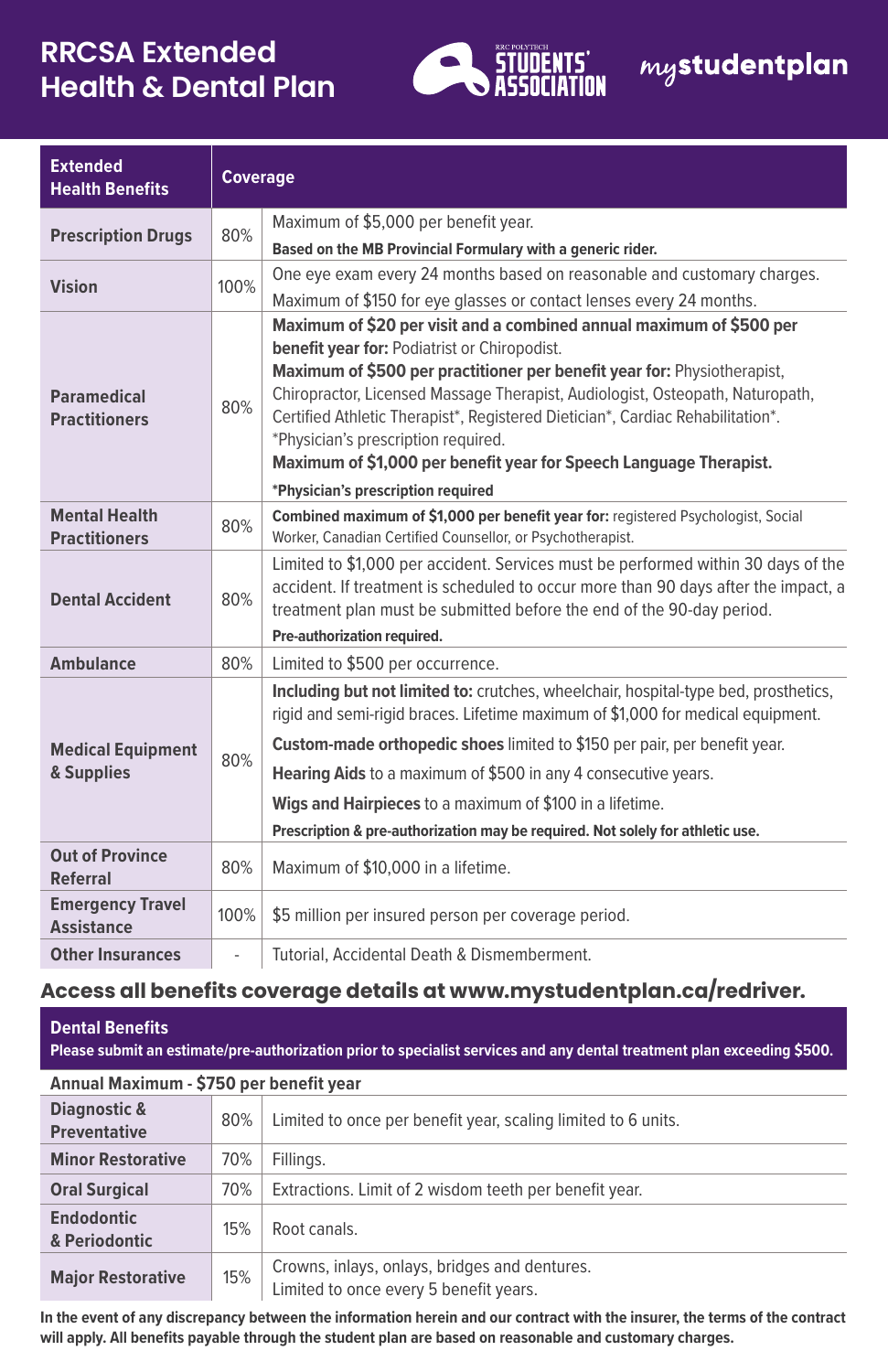# RRCSA Extended Health & Dental Plan

STUDENTS' ASSOCIATION

mystudentplan

| Extended Health Benefits | Coverage | |
|---|---|---|
| **Prescription Drugs** | 80% | Maximum of $5,000 per benefit year.<br>**Based on the MB Provincial Formulary with a generic rider.** |
| **Vision** | 100% | One eye exam every 24 months based on reasonable and customary charges.<br>Maximum of $150 for eye glasses or contact lenses every 24 months. |
| **Paramedical Practitioners** | 80% | **Maximum of $20 per visit and a combined annual maximum of $500 per benefit year for:** Podiatrist or Chiropodist.<br>**Maximum of $500 per practitioner per benefit year for:** Physiotherapist, Chiropractor, Licensed Massage Therapist, Audiologist, Osteopath, Naturopath, Certified Athletic Therapist*, Registered Dietician*, Cardiac Rehabilitation*. *Physician's prescription required.<br>**Maximum of $1,000 per benefit year for Speech Language Therapist.**<br>***Physician's prescription required** |
| **Mental Health Practitioners** | 80% | **Combined maximum of $1,000 per benefit year for:** registered Psychologist, Social Worker, Canadian Certified Counsellor, or Psychotherapist. |
| **Dental Accident** | 80% | Limited to $1,000 per accident. Services must be performed within 30 days of the accident. If treatment is scheduled to occur more than 90 days after the impact, a treatment plan must be submitted before the end of the 90-day period.<br>**Pre-authorization required.** |
| **Ambulance** | 80% | Limited to $500 per occurrence. |
| **Medical Equipment & Supplies** | 80% | **Including but not limited to:** crutches, wheelchair, hospital-type bed, prosthetics, rigid and semi-rigid braces. Lifetime maximum of $1,000 for medical equipment.<br>**Custom-made orthopedic shoes** limited to $150 per pair, per benefit year.<br>**Hearing Aids** to a maximum of $500 in any 4 consecutive years.<br>**Wigs and Hairpieces** to a maximum of $100 in a lifetime.<br>**Prescription & pre-authorization may be required. Not solely for athletic use.** |
| **Out of Province Referral** | 80% | Maximum of $10,000 in a lifetime. |
| **Emergency Travel Assistance** | 100% | $5 million per insured person per coverage period. |
| **Other Insurances** | - | Tutorial, Accidental Death & Dismemberment. |

## Access all benefits coverage details at www.mystudentplan.ca/redriver.

**Dental Benefits**
**Please submit an estimate/pre-authorization prior to specialist services and any dental treatment plan exceeding $500.**

| Annual Maximum - $750 per benefit year | | |
|---|---|---|
| **Diagnostic & Preventative** | 80% | Limited to once per benefit year, scaling limited to 6 units. |
| **Minor Restorative** | 70% | Fillings. |
| **Oral Surgical** | 70% | Extractions. Limit of 2 wisdom teeth per benefit year. |
| **Endodontic & Periodontic** | 15% | Root canals. |
| **Major Restorative** | 15% | Crowns, inlays, onlays, bridges and dentures.<br>Limited to once every 5 benefit years. |

**In the event of any discrepancy between the information herein and our contract with the insurer, the terms of the contract will apply. All benefits payable through the student plan are based on reasonable and customary charges.**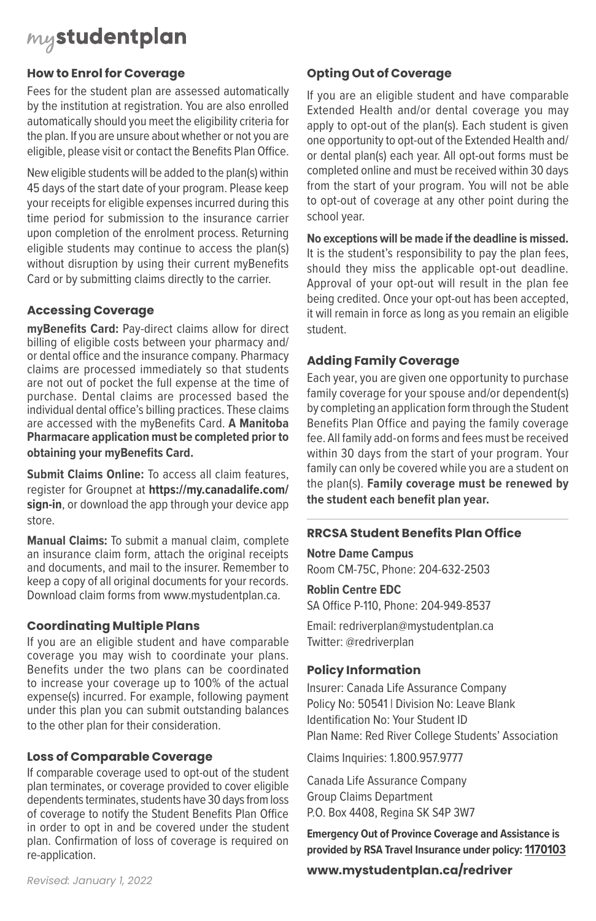# mystudentplan

## How to Enrol for Coverage

Fees for the student plan are assessed automatically by the institution at registration. You are also enrolled automatically should you meet the eligibility criteria for the plan. If you are unsure about whether or not you are eligible, please visit or contact the Benefits Plan Office.

New eligible students will be added to the plan(s) within 45 days of the start date of your program. Please keep your receipts for eligible expenses incurred during this time period for submission to the insurance carrier upon completion of the enrolment process. Returning eligible students may continue to access the plan(s) without disruption by using their current myBenefits Card or by submitting claims directly to the carrier.

## Accessing Coverage

**myBenefits Card:** Pay-direct claims allow for direct billing of eligible costs between your pharmacy and/or dental office and the insurance company. Pharmacy claims are processed immediately so that students are not out of pocket the full expense at the time of purchase. Dental claims are processed based the individual dental office's billing practices. These claims are accessed with the myBenefits Card. **A Manitoba Pharmacare application must be completed prior to obtaining your myBenefits Card.**

**Submit Claims Online:** To access all claim features, register for Groupnet at **https://my.canadalife.com/sign-in**, or download the app through your device app store.

**Manual Claims:** To submit a manual claim, complete an insurance claim form, attach the original receipts and documents, and mail to the insurer. Remember to keep a copy of all original documents for your records. Download claim forms from www.mystudentplan.ca.

## Coordinating Multiple Plans

If you are an eligible student and have comparable coverage you may wish to coordinate your plans. Benefits under the two plans can be coordinated to increase your coverage up to 100% of the actual expense(s) incurred. For example, following payment under this plan you can submit outstanding balances to the other plan for their consideration.

## Loss of Comparable Coverage

If comparable coverage used to opt-out of the student plan terminates, or coverage provided to cover eligible dependents terminates, students have 30 days from loss of coverage to notify the Student Benefits Plan Office in order to opt in and be covered under the student plan. Confirmation of loss of coverage is required on re-application.

*Revised: January 1, 2022*

## Opting Out of Coverage

If you are an eligible student and have comparable Extended Health and/or dental coverage you may apply to opt-out of the plan(s). Each student is given one opportunity to opt-out of the Extended Health and/or dental plan(s) each year. All opt-out forms must be completed online and must be received within 30 days from the start of your program. You will not be able to opt-out of coverage at any other point during the school year.

**No exceptions will be made if the deadline is missed.** It is the student's responsibility to pay the plan fees, should they miss the applicable opt-out deadline. Approval of your opt-out will result in the plan fee being credited. Once your opt-out has been accepted, it will remain in force as long as you remain an eligible student.

## Adding Family Coverage

Each year, you are given one opportunity to purchase family coverage for your spouse and/or dependent(s) by completing an application form through the Student Benefits Plan Office and paying the family coverage fee. All family add-on forms and fees must be received within 30 days from the start of your program. Your family can only be covered while you are a student on the plan(s). **Family coverage must be renewed by the student each benefit plan year.**

## RRCSA Student Benefits Plan Office

**Notre Dame Campus**
Room CM-75C, Phone: 204-632-2503

**Roblin Centre EDC**
SA Office P-110, Phone: 204-949-8537

Email: redriverplan@mystudentplan.ca
Twitter: @redriverplan

## Policy Information

Insurer: Canada Life Assurance Company
Policy No: 50541 | Division No: Leave Blank
Identification No: Your Student ID
Plan Name: Red River College Students' Association

Claims Inquiries: 1.800.957.9777

Canada Life Assurance Company
Group Claims Department
P.O. Box 4408, Regina SK S4P 3W7

**Emergency Out of Province Coverage and Assistance is provided by RSA Travel Insurance under policy: 1170103**

**www.mystudentplan.ca/redriver**